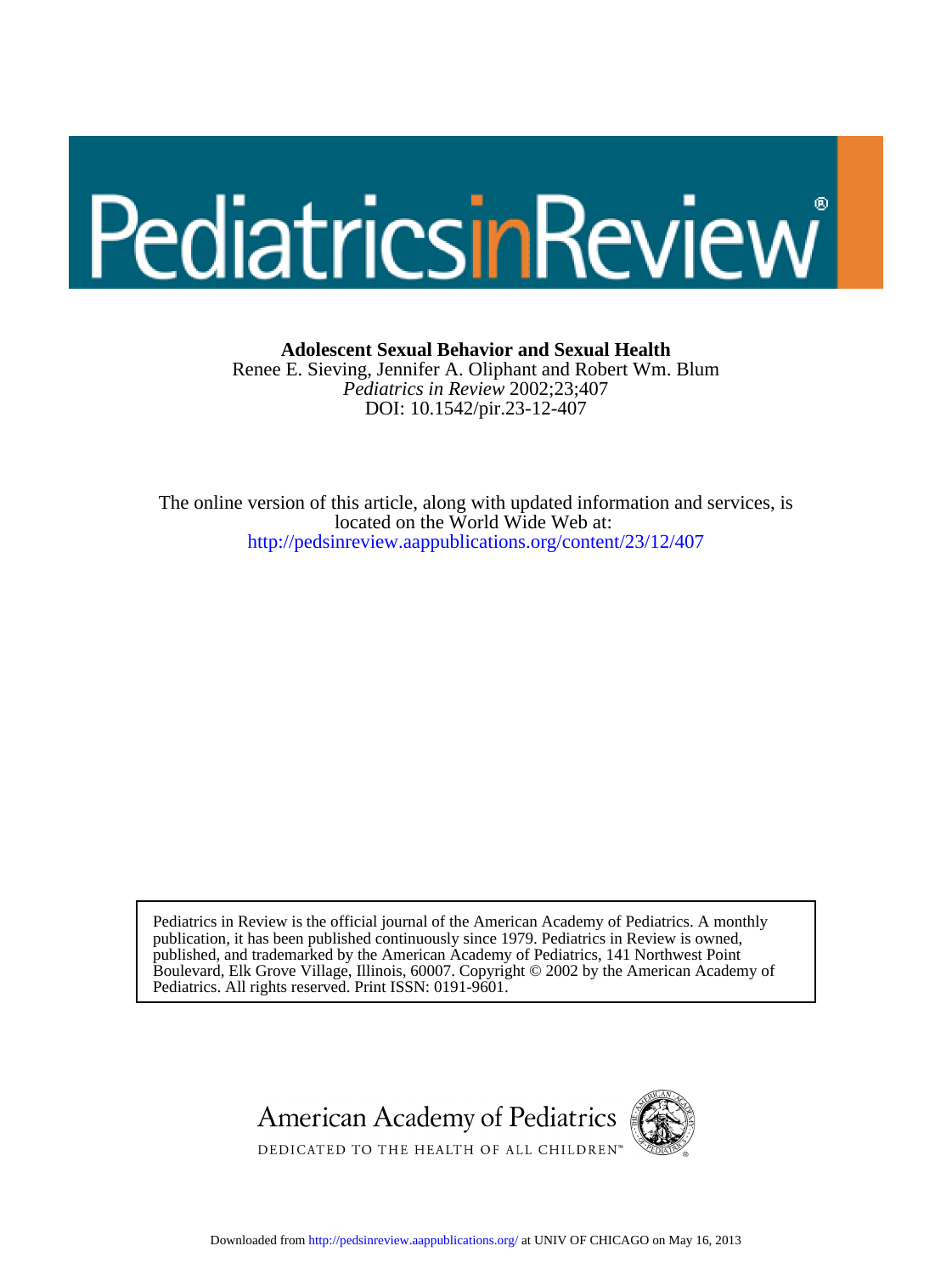# Adolescent Sexual Behavior and Sexual Health

Renee E. Sieving, Jennifer A. Oliphant and Robert Wm. Blum

*Pediatrics in Review* 2002;23;407

DOI: 10.1542/pir.23-12-407

The online version of this article, along with updated information and services, is located on the World Wide Web at:

http://pedsinreview.aappublications.org/content/23/12/407

Pediatrics in Review is the official journal of the American Academy of Pediatrics. A monthly publication, it has been published continuously since 1979. Pediatrics in Review is owned, published, and trademarked by the American Academy of Pediatrics, 141 Northwest Point Boulevard, Elk Grove Village, Illinois, 60007. Copyright © 2002 by the American Academy of Pediatrics. All rights reserved. Print ISSN: 0191-9601.

American Academy of Pediatrics

DEDICATED TO THE HEALTH OF ALL CHILDREN™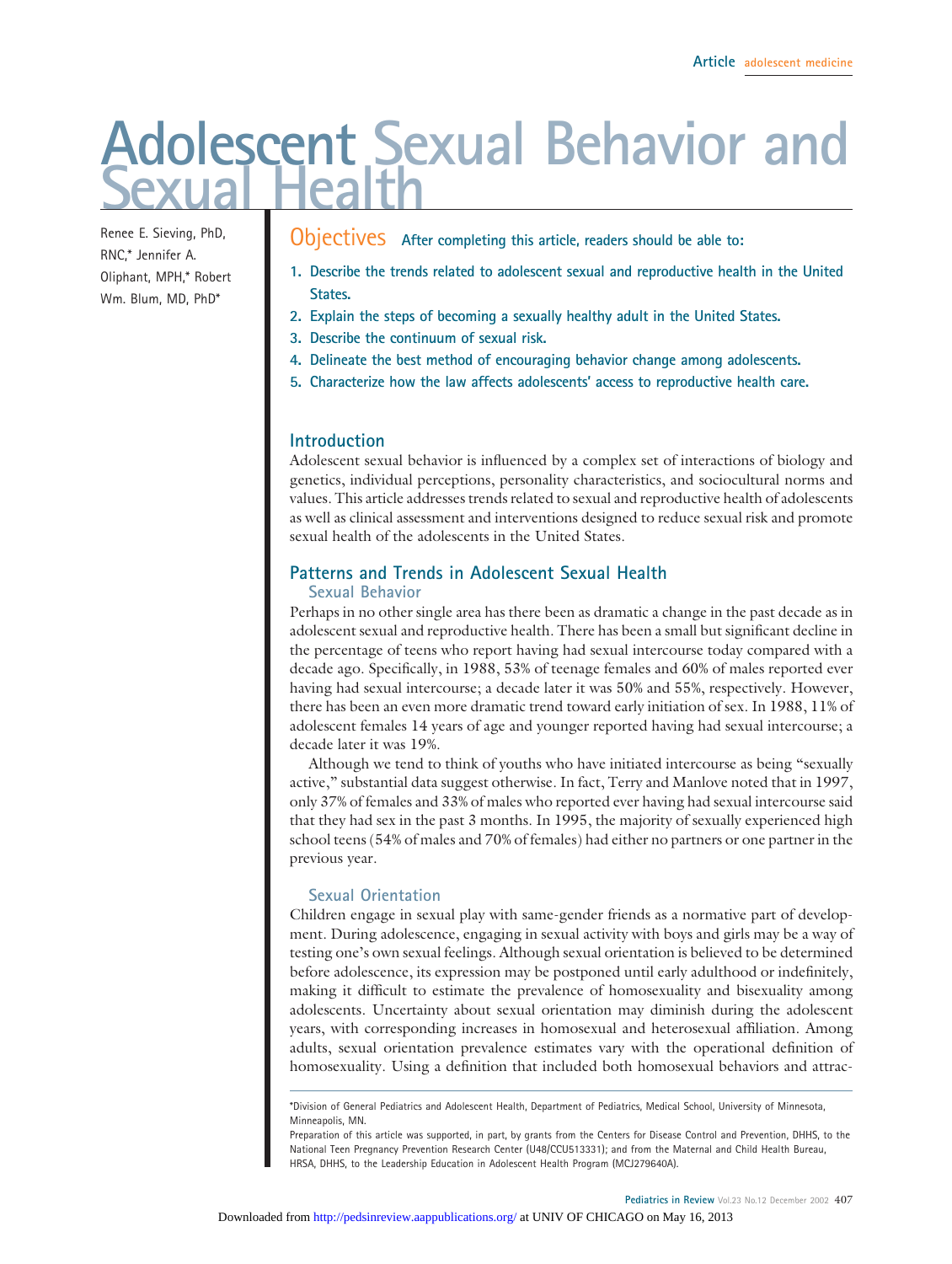# Adolescent Sexual Behavior and Sexual Health

Renee E. Sieving, PhD, RNC,* Jennifer A. Oliphant, MPH,* Robert Wm. Blum, MD, PhD*

## Objectives

After completing this article, readers should be able to:

1. Describe the trends related to adolescent sexual and reproductive health in the United States.
2. Explain the steps of becoming a sexually healthy adult in the United States.
3. Describe the continuum of sexual risk.
4. Delineate the best method of encouraging behavior change among adolescents.
5. Characterize how the law affects adolescents' access to reproductive health care.

## Introduction

Adolescent sexual behavior is influenced by a complex set of interactions of biology and genetics, individual perceptions, personality characteristics, and sociocultural norms and values. This article addresses trends related to sexual and reproductive health of adolescents as well as clinical assessment and interventions designed to reduce sexual risk and promote sexual health of the adolescents in the United States.

## Patterns and Trends in Adolescent Sexual Health

### Sexual Behavior

Perhaps in no other single area has there been as dramatic a change in the past decade as in adolescent sexual and reproductive health. There has been a small but significant decline in the percentage of teens who report having had sexual intercourse today compared with a decade ago. Specifically, in 1988, 53% of teenage females and 60% of males reported ever having had sexual intercourse; a decade later it was 50% and 55%, respectively. However, there has been an even more dramatic trend toward early initiation of sex. In 1988, 11% of adolescent females 14 years of age and younger reported having had sexual intercourse; a decade later it was 19%.

Although we tend to think of youths who have initiated intercourse as being "sexually active," substantial data suggest otherwise. In fact, Terry and Manlove noted that in 1997, only 37% of females and 33% of males who reported ever having had sexual intercourse said that they had sex in the past 3 months. In 1995, the majority of sexually experienced high school teens (54% of males and 70% of females) had either no partners or one partner in the previous year.

### Sexual Orientation

Children engage in sexual play with same-gender friends as a normative part of development. During adolescence, engaging in sexual activity with boys and girls may be a way of testing one's own sexual feelings. Although sexual orientation is believed to be determined before adolescence, its expression may be postponed until early adulthood or indefinitely, making it difficult to estimate the prevalence of homosexuality and bisexuality among adolescents. Uncertainty about sexual orientation may diminish during the adolescent years, with corresponding increases in homosexual and heterosexual affiliation. Among adults, sexual orientation prevalence estimates vary with the operational definition of homosexuality. Using a definition that included both homosexual behaviors and attrac-

*Division of General Pediatrics and Adolescent Health, Department of Pediatrics, Medical School, University of Minnesota, Minneapolis, MN.

Preparation of this article was supported, in part, by grants from the Centers for Disease Control and Prevention, DHHS, to the National Teen Pregnancy Prevention Research Center (U48/CCU513331); and from the Maternal and Child Health Bureau, HRSA, DHHS, to the Leadership Education in Adolescent Health Program (MCJ279640A).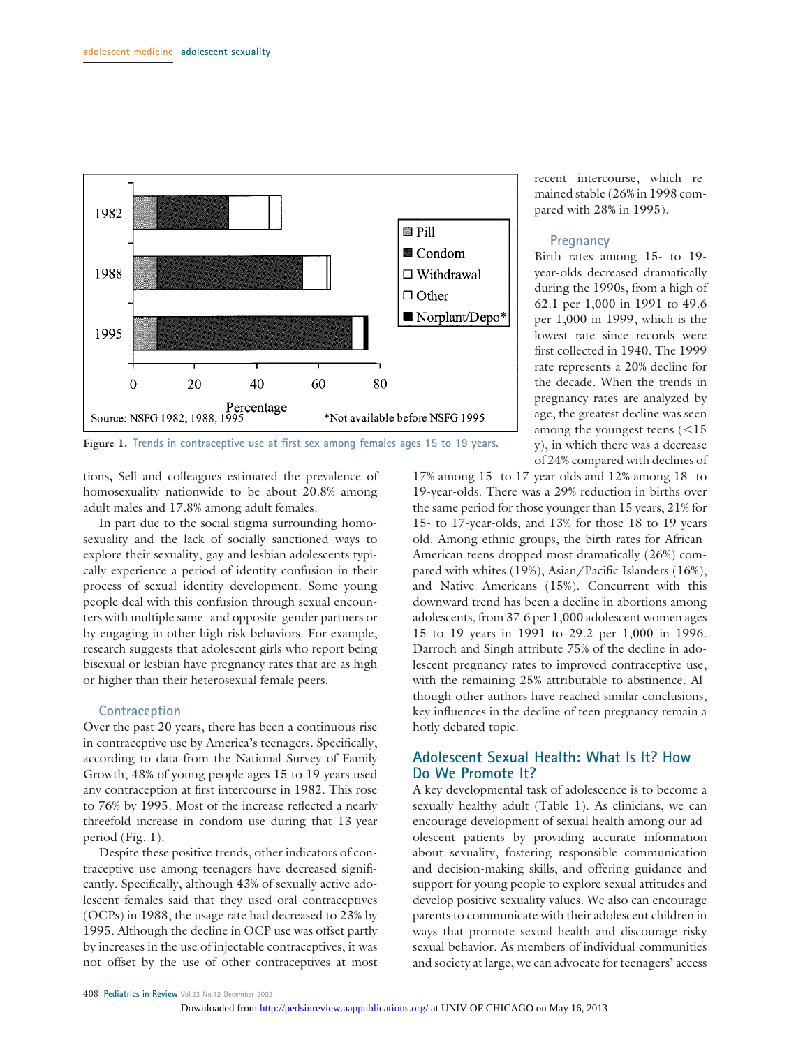Figure 1. Trends in contraceptive use at first sex among females ages 15 to 19 years.

tions, Sell and colleagues estimated the prevalence of homosexuality nationwide to be about 20.8% among adult males and 17.8% among adult females.

In part due to the social stigma surrounding homosexuality and the lack of socially sanctioned ways to explore their sexuality, gay and lesbian adolescents typically experience a period of identity confusion in their process of sexual identity development. Some young people deal with this confusion through sexual encounters with multiple same- and opposite-gender partners or by engaging in other high-risk behaviors. For example, research suggests that adolescent girls who report being bisexual or lesbian have pregnancy rates that are as high or higher than their heterosexual female peers.

### Contraception

Over the past 20 years, there has been a continuous rise in contraceptive use by America's teenagers. Specifically, according to data from the National Survey of Family Growth, 48% of young people ages 15 to 19 years used any contraception at first intercourse in 1982. This rose to 76% by 1995. Most of the increase reflected a nearly threefold increase in condom use during that 13-year period (Fig. 1).

Despite these positive trends, other indicators of contraceptive use among teenagers have decreased significantly. Specifically, although 43% of sexually active adolescent females said that they used oral contraceptives (OCPs) in 1988, the usage rate had decreased to 23% by 1995. Although the decline in OCP use was offset partly by increases in the use of injectable contraceptives, it was not offset by the use of other contraceptives at most recent intercourse, which remained stable (26% in 1998 compared with 28% in 1995).

### Pregnancy

Birth rates among 15- to 19-year-olds decreased dramatically during the 1990s, from a high of 62.1 per 1,000 in 1991 to 49.6 per 1,000 in 1999, which is the lowest rate since records were first collected in 1940. The 1999 rate represents a 20% decline for the decade. When the trends in pregnancy rates are analyzed by age, the greatest decline was seen among the youngest teens (<15 y), in which there was a decrease of 24% compared with declines of 17% among 15- to 17-year-olds and 12% among 18- to 19-year-olds. There was a 29% reduction in births over the same period for those younger than 15 years, 21% for 15- to 17-year-olds, and 13% for those 18 to 19 years old. Among ethnic groups, the birth rates for African-American teens dropped most dramatically (26%) compared with whites (19%), Asian/Pacific Islanders (16%), and Native Americans (15%). Concurrent with this downward trend has been a decline in abortions among adolescents, from 37.6 per 1,000 adolescent women ages 15 to 19 years in 1991 to 29.2 per 1,000 in 1996. Darroch and Singh attribute 75% of the decline in adolescent pregnancy rates to improved contraceptive use, with the remaining 25% attributable to abstinence. Although other authors have reached similar conclusions, key influences in the decline of teen pregnancy remain a hotly debated topic.

## Adolescent Sexual Health: What Is It? How Do We Promote It?

A key developmental task of adolescence is to become a sexually healthy adult (Table 1). As clinicians, we can encourage development of sexual health among our adolescent patients by providing accurate information about sexuality, fostering responsible communication and decision-making skills, and offering guidance and support for young people to explore sexual attitudes and develop positive sexuality values. We also can encourage parents to communicate with their adolescent children in ways that promote sexual health and discourage risky sexual behavior. As members of individual communities and society at large, we can advocate for teenagers' access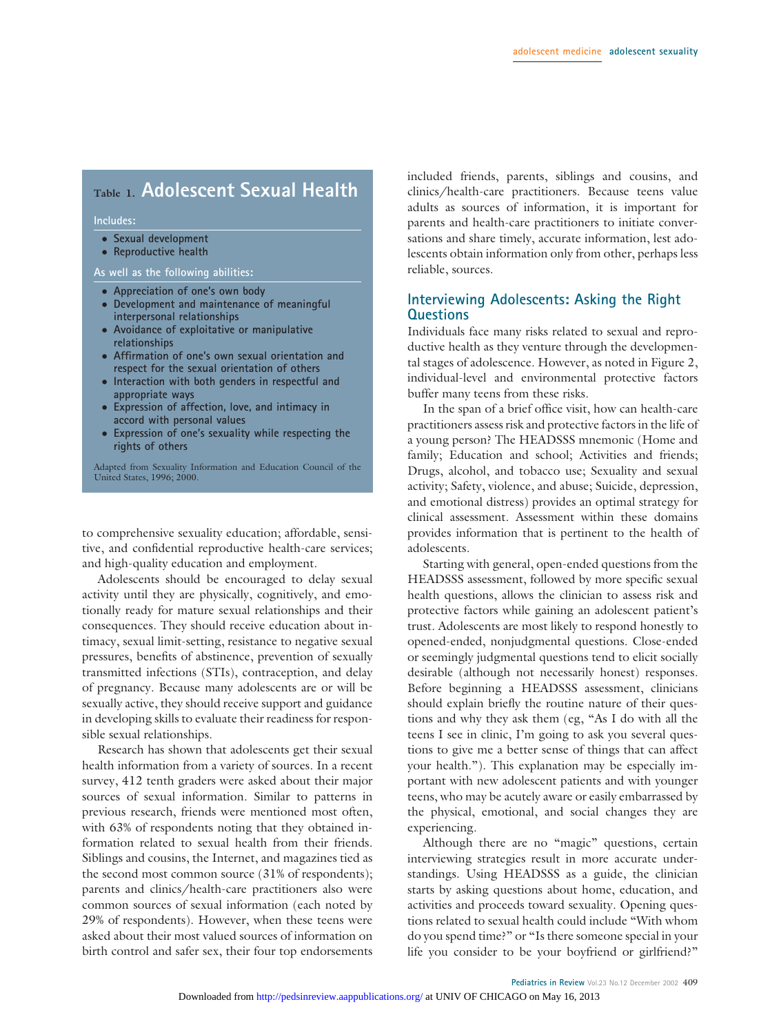## Table 1. Adolescent Sexual Health

**Includes:**

- Sexual development
- Reproductive health

**As well as the following abilities:**

- Appreciation of one's own body
- Development and maintenance of meaningful interpersonal relationships
- Avoidance of exploitative or manipulative relationships
- Affirmation of one's own sexual orientation and respect for the sexual orientation of others
- Interaction with both genders in respectful and appropriate ways
- Expression of affection, love, and intimacy in accord with personal values
- Expression of one's sexuality while respecting the rights of others

Adapted from Sexuality Information and Education Council of the United States, 1996; 2000.

to comprehensive sexuality education; affordable, sensitive, and confidential reproductive health-care services; and high-quality education and employment.

Adolescents should be encouraged to delay sexual activity until they are physically, cognitively, and emotionally ready for mature sexual relationships and their consequences. They should receive education about intimacy, sexual limit-setting, resistance to negative sexual pressures, benefits of abstinence, prevention of sexually transmitted infections (STIs), contraception, and delay of pregnancy. Because many adolescents are or will be sexually active, they should receive support and guidance in developing skills to evaluate their readiness for responsible sexual relationships.

Research has shown that adolescents get their sexual health information from a variety of sources. In a recent survey, 412 tenth graders were asked about their major sources of sexual information. Similar to patterns in previous research, friends were mentioned most often, with 63% of respondents noting that they obtained information related to sexual health from their friends. Siblings and cousins, the Internet, and magazines tied as the second most common source (31% of respondents); parents and clinics/health-care practitioners also were common sources of sexual information (each noted by 29% of respondents). However, when these teens were asked about their most valued sources of information on birth control and safer sex, their four top endorsements included friends, parents, siblings and cousins, and clinics/health-care practitioners. Because teens value adults as sources of information, it is important for parents and health-care practitioners to initiate conversations and share timely, accurate information, lest adolescents obtain information only from other, perhaps less reliable, sources.

## Interviewing Adolescents: Asking the Right Questions

Individuals face many risks related to sexual and reproductive health as they venture through the developmental stages of adolescence. However, as noted in Figure 2, individual-level and environmental protective factors buffer many teens from these risks.

In the span of a brief office visit, how can health-care practitioners assess risk and protective factors in the life of a young person? The HEADSSS mnemonic (Home and family; Education and school; Activities and friends; Drugs, alcohol, and tobacco use; Sexuality and sexual activity; Safety, violence, and abuse; Suicide, depression, and emotional distress) provides an optimal strategy for clinical assessment. Assessment within these domains provides information that is pertinent to the health of adolescents.

Starting with general, open-ended questions from the HEADSSS assessment, followed by more specific sexual health questions, allows the clinician to assess risk and protective factors while gaining an adolescent patient's trust. Adolescents are most likely to respond honestly to opened-ended, nonjudgmental questions. Close-ended or seemingly judgmental questions tend to elicit socially desirable (although not necessarily honest) responses. Before beginning a HEADSSS assessment, clinicians should explain briefly the routine nature of their questions and why they ask them (eg, "As I do with all the teens I see in clinic, I'm going to ask you several questions to give me a better sense of things that can affect your health."). This explanation may be especially important with new adolescent patients and with younger teens, who may be acutely aware or easily embarrassed by the physical, emotional, and social changes they are experiencing.

Although there are no "magic" questions, certain interviewing strategies result in more accurate understandings. Using HEADSSS as a guide, the clinician starts by asking questions about home, education, and activities and proceeds toward sexuality. Opening questions related to sexual health could include "With whom do you spend time?" or "Is there someone special in your life you consider to be your boyfriend or girlfriend?"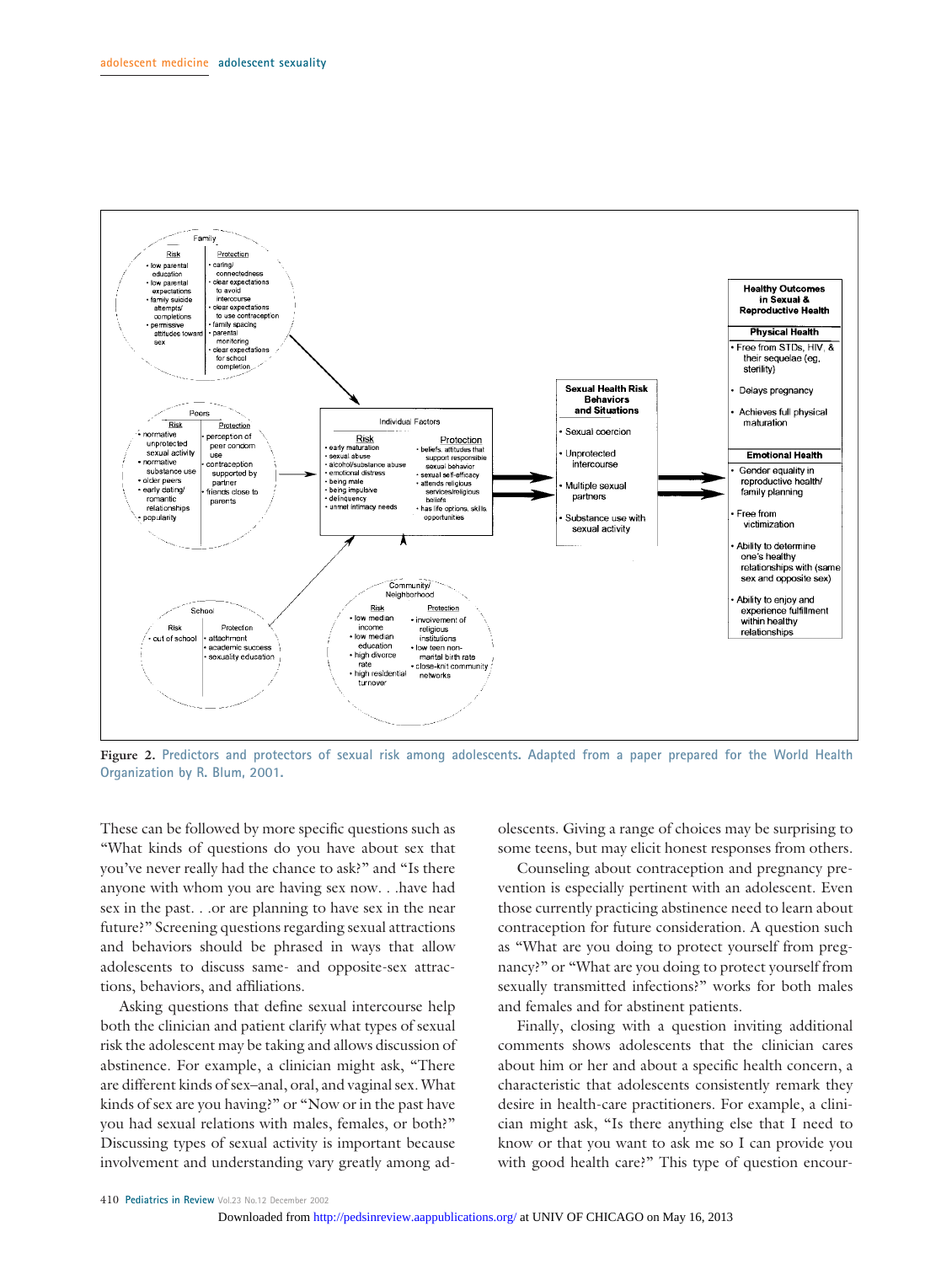**Figure 2.** Predictors and protectors of sexual risk among adolescents. Adapted from a paper prepared for the World Health Organization by R. Blum, 2001.

These can be followed by more specific questions such as "What kinds of questions do you have about sex that you've never really had the chance to ask?" and "Is there anyone with whom you are having sex now. . .have had sex in the past. . .or are planning to have sex in the near future?" Screening questions regarding sexual attractions and behaviors should be phrased in ways that allow adolescents to discuss same- and opposite-sex attractions, behaviors, and affiliations.

Asking questions that define sexual intercourse help both the clinician and patient clarify what types of sexual risk the adolescent may be taking and allows discussion of abstinence. For example, a clinician might ask, "There are different kinds of sex–anal, oral, and vaginal sex. What kinds of sex are you having?" or "Now or in the past have you had sexual relations with males, females, or both?" Discussing types of sexual activity is important because involvement and understanding vary greatly among adolescents. Giving a range of choices may be surprising to some teens, but may elicit honest responses from others.

Counseling about contraception and pregnancy prevention is especially pertinent with an adolescent. Even those currently practicing abstinence need to learn about contraception for future consideration. A question such as "What are you doing to protect yourself from pregnancy?" or "What are you doing to protect yourself from sexually transmitted infections?" works for both males and females and for abstinent patients.

Finally, closing with a question inviting additional comments shows adolescents that the clinician cares about him or her and about a specific health concern, a characteristic that adolescents consistently remark they desire in health-care practitioners. For example, a clinician might ask, "Is there anything else that I need to know or that you want to ask me so I can provide you with good health care?" This type of question encour-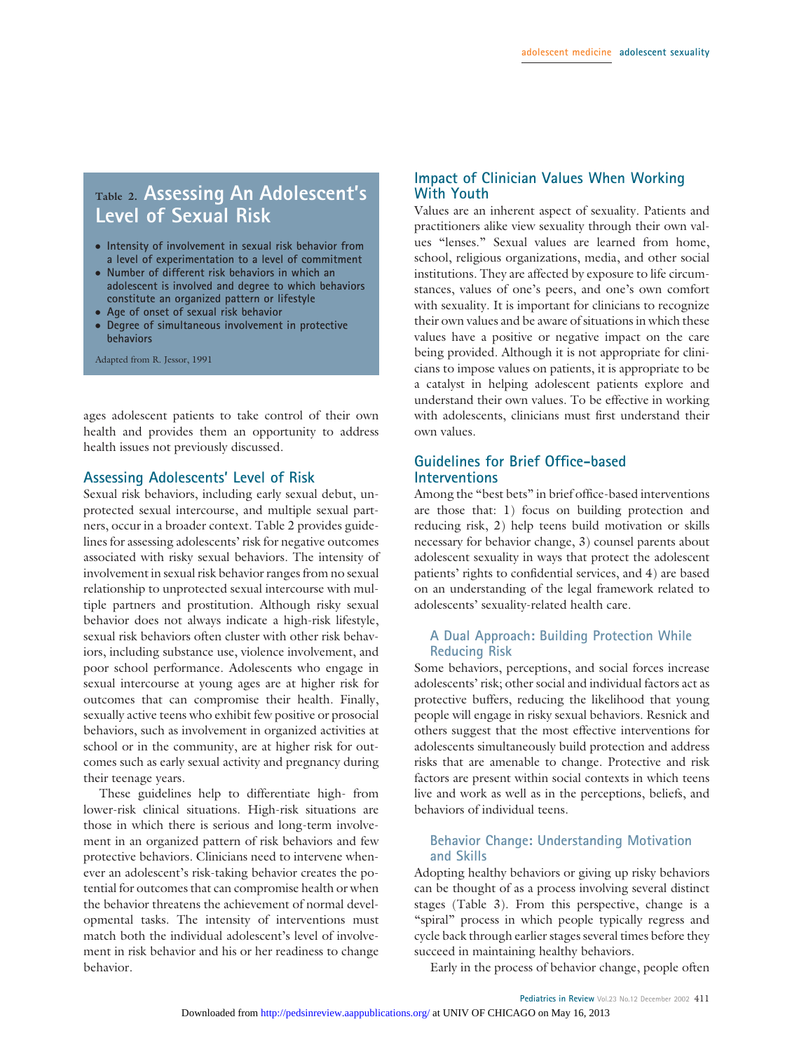## Table 2. Assessing An Adolescent's Level of Sexual Risk

- Intensity of involvement in sexual risk behavior from a level of experimentation to a level of commitment
- Number of different risk behaviors in which an adolescent is involved and degree to which behaviors constitute an organized pattern or lifestyle
- Age of onset of sexual risk behavior
- Degree of simultaneous involvement in protective behaviors

Adapted from R. Jessor, 1991

ages adolescent patients to take control of their own health and provides them an opportunity to address health issues not previously discussed.

## Assessing Adolescents' Level of Risk

Sexual risk behaviors, including early sexual debut, unprotected sexual intercourse, and multiple sexual partners, occur in a broader context. Table 2 provides guidelines for assessing adolescents' risk for negative outcomes associated with risky sexual behaviors. The intensity of involvement in sexual risk behavior ranges from no sexual relationship to unprotected sexual intercourse with multiple partners and prostitution. Although risky sexual behavior does not always indicate a high-risk lifestyle, sexual risk behaviors often cluster with other risk behaviors, including substance use, violence involvement, and poor school performance. Adolescents who engage in sexual intercourse at young ages are at higher risk for outcomes that can compromise their health. Finally, sexually active teens who exhibit few positive or prosocial behaviors, such as involvement in organized activities at school or in the community, are at higher risk for outcomes such as early sexual activity and pregnancy during their teenage years.

These guidelines help to differentiate high- from lower-risk clinical situations. High-risk situations are those in which there is serious and long-term involvement in an organized pattern of risk behaviors and few protective behaviors. Clinicians need to intervene whenever an adolescent's risk-taking behavior creates the potential for outcomes that can compromise health or when the behavior threatens the achievement of normal developmental tasks. The intensity of interventions must match both the individual adolescent's level of involvement in risk behavior and his or her readiness to change behavior.

## Impact of Clinician Values When Working With Youth

Values are an inherent aspect of sexuality. Patients and practitioners alike view sexuality through their own values "lenses." Sexual values are learned from home, school, religious organizations, media, and other social institutions. They are affected by exposure to life circumstances, values of one's peers, and one's own comfort with sexuality. It is important for clinicians to recognize their own values and be aware of situations in which these values have a positive or negative impact on the care being provided. Although it is not appropriate for clinicians to impose values on patients, it is appropriate to be a catalyst in helping adolescent patients explore and understand their own values. To be effective in working with adolescents, clinicians must first understand their own values.

## Guidelines for Brief Office-based Interventions

Among the "best bets" in brief office-based interventions are those that: 1) focus on building protection and reducing risk, 2) help teens build motivation or skills necessary for behavior change, 3) counsel parents about adolescent sexuality in ways that protect the adolescent patients' rights to confidential services, and 4) are based on an understanding of the legal framework related to adolescents' sexuality-related health care.

### A Dual Approach: Building Protection While Reducing Risk

Some behaviors, perceptions, and social forces increase adolescents' risk; other social and individual factors act as protective buffers, reducing the likelihood that young people will engage in risky sexual behaviors. Resnick and others suggest that the most effective interventions for adolescents simultaneously build protection and address risks that are amenable to change. Protective and risk factors are present within social contexts in which teens live and work as well as in the perceptions, beliefs, and behaviors of individual teens.

### Behavior Change: Understanding Motivation and Skills

Adopting healthy behaviors or giving up risky behaviors can be thought of as a process involving several distinct stages (Table 3). From this perspective, change is a "spiral" process in which people typically regress and cycle back through earlier stages several times before they succeed in maintaining healthy behaviors.

Early in the process of behavior change, people often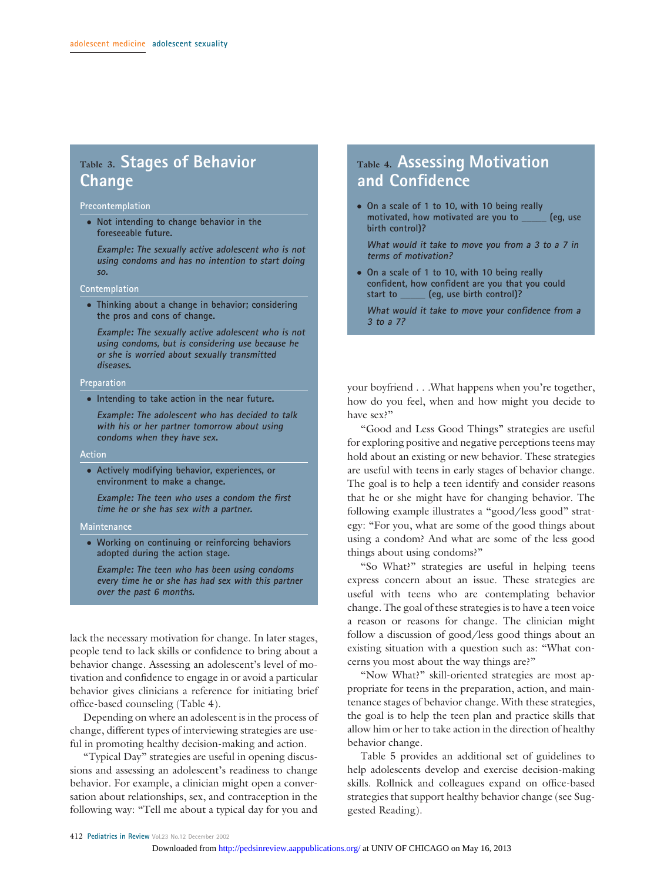## Table 3. Stages of Behavior Change

**Precontemplation**

- Not intending to change behavior in the foreseeable future.

  *Example: The sexually active adolescent who is not using condoms and has no intention to start doing so.*

**Contemplation**

- Thinking about a change in behavior; considering the pros and cons of change.

  *Example: The sexually active adolescent who is not using condoms, but is considering use because he or she is worried about sexually transmitted diseases.*

**Preparation**

- Intending to take action in the near future.

  *Example: The adolescent who has decided to talk with his or her partner tomorrow about using condoms when they have sex.*

**Action**

- Actively modifying behavior, experiences, or environment to make a change.

  *Example: The teen who uses a condom the first time he or she has sex with a partner.*

**Maintenance**

- Working on continuing or reinforcing behaviors adopted during the action stage.

  *Example: The teen who has been using condoms every time he or she has had sex with this partner over the past 6 months.*

## Table 4. Assessing Motivation and Confidence

- On a scale of 1 to 10, with 10 being really motivated, how motivated are you to _____ (eg, use birth control)?

  *What would it take to move you from a 3 to a 7 in terms of motivation?*

- On a scale of 1 to 10, with 10 being really confident, how confident are you that you could start to _____ (eg, use birth control)?

  *What would it take to move your confidence from a 3 to a 7?*

lack the necessary motivation for change. In later stages, people tend to lack skills or confidence to bring about a behavior change. Assessing an adolescent's level of motivation and confidence to engage in or avoid a particular behavior gives clinicians a reference for initiating brief office-based counseling (Table 4).

Depending on where an adolescent is in the process of change, different types of interviewing strategies are useful in promoting healthy decision-making and action.

"Typical Day" strategies are useful in opening discussions and assessing an adolescent's readiness to change behavior. For example, a clinician might open a conversation about relationships, sex, and contraception in the following way: "Tell me about a typical day for you and your boyfriend . . .What happens when you're together, how do you feel, when and how might you decide to have sex?"

"Good and Less Good Things" strategies are useful for exploring positive and negative perceptions teens may hold about an existing or new behavior. These strategies are useful with teens in early stages of behavior change. The goal is to help a teen identify and consider reasons that he or she might have for changing behavior. The following example illustrates a "good/less good" strategy: "For you, what are some of the good things about using a condom? And what are some of the less good things about using condoms?"

"So What?" strategies are useful in helping teens express concern about an issue. These strategies are useful with teens who are contemplating behavior change. The goal of these strategies is to have a teen voice a reason or reasons for change. The clinician might follow a discussion of good/less good things about an existing situation with a question such as: "What concerns you most about the way things are?"

"Now What?" skill-oriented strategies are most appropriate for teens in the preparation, action, and maintenance stages of behavior change. With these strategies, the goal is to help the teen plan and practice skills that allow him or her to take action in the direction of healthy behavior change.

Table 5 provides an additional set of guidelines to help adolescents develop and exercise decision-making skills. Rollnick and colleagues expand on office-based strategies that support healthy behavior change (see Suggested Reading).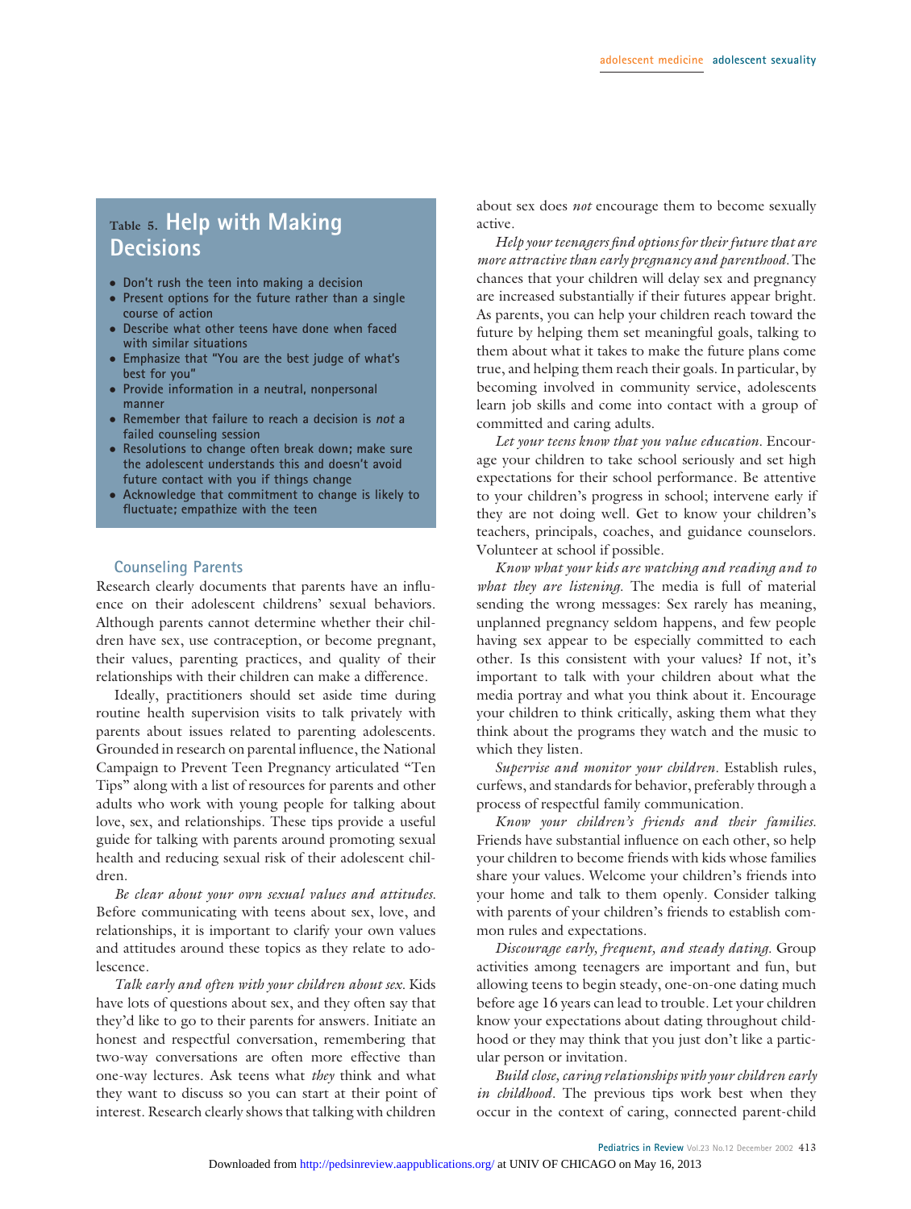## Table 5. Help with Making Decisions

- Don't rush the teen into making a decision
- Present options for the future rather than a single course of action
- Describe what other teens have done when faced with similar situations
- Emphasize that "You are the best judge of what's best for you"
- Provide information in a neutral, nonpersonal manner
- Remember that failure to reach a decision is *not* a failed counseling session
- Resolutions to change often break down; make sure the adolescent understands this and doesn't avoid future contact with you if things change
- Acknowledge that commitment to change is likely to fluctuate; empathize with the teen

### Counseling Parents

Research clearly documents that parents have an influence on their adolescent childrens' sexual behaviors. Although parents cannot determine whether their children have sex, use contraception, or become pregnant, their values, parenting practices, and quality of their relationships with their children can make a difference.

Ideally, practitioners should set aside time during routine health supervision visits to talk privately with parents about issues related to parenting adolescents. Grounded in research on parental influence, the National Campaign to Prevent Teen Pregnancy articulated "Ten Tips" along with a list of resources for parents and other adults who work with young people for talking about love, sex, and relationships. These tips provide a useful guide for talking with parents around promoting sexual health and reducing sexual risk of their adolescent children.

*Be clear about your own sexual values and attitudes.* Before communicating with teens about sex, love, and relationships, it is important to clarify your own values and attitudes around these topics as they relate to adolescence.

*Talk early and often with your children about sex.* Kids have lots of questions about sex, and they often say that they'd like to go to their parents for answers. Initiate an honest and respectful conversation, remembering that two-way conversations are often more effective than one-way lectures. Ask teens what *they* think and what they want to discuss so you can start at their point of interest. Research clearly shows that talking with children about sex does *not* encourage them to become sexually active.

*Help your teenagers find options for their future that are more attractive than early pregnancy and parenthood.* The chances that your children will delay sex and pregnancy are increased substantially if their futures appear bright. As parents, you can help your children reach toward the future by helping them set meaningful goals, talking to them about what it takes to make the future plans come true, and helping them reach their goals. In particular, by becoming involved in community service, adolescents learn job skills and come into contact with a group of committed and caring adults.

*Let your teens know that you value education.* Encourage your children to take school seriously and set high expectations for their school performance. Be attentive to your children's progress in school; intervene early if they are not doing well. Get to know your children's teachers, principals, coaches, and guidance counselors. Volunteer at school if possible.

*Know what your kids are watching and reading and to what they are listening.* The media is full of material sending the wrong messages: Sex rarely has meaning, unplanned pregnancy seldom happens, and few people having sex appear to be especially committed to each other. Is this consistent with your values? If not, it's important to talk with your children about what the media portray and what you think about it. Encourage your children to think critically, asking them what they think about the programs they watch and the music to which they listen.

*Supervise and monitor your children.* Establish rules, curfews, and standards for behavior, preferably through a process of respectful family communication.

*Know your children's friends and their families.* Friends have substantial influence on each other, so help your children to become friends with kids whose families share your values. Welcome your children's friends into your home and talk to them openly. Consider talking with parents of your children's friends to establish common rules and expectations.

*Discourage early, frequent, and steady dating.* Group activities among teenagers are important and fun, but allowing teens to begin steady, one-on-one dating much before age 16 years can lead to trouble. Let your children know your expectations about dating throughout childhood or they may think that you just don't like a particular person or invitation.

*Build close, caring relationships with your children early in childhood.* The previous tips work best when they occur in the context of caring, connected parent-child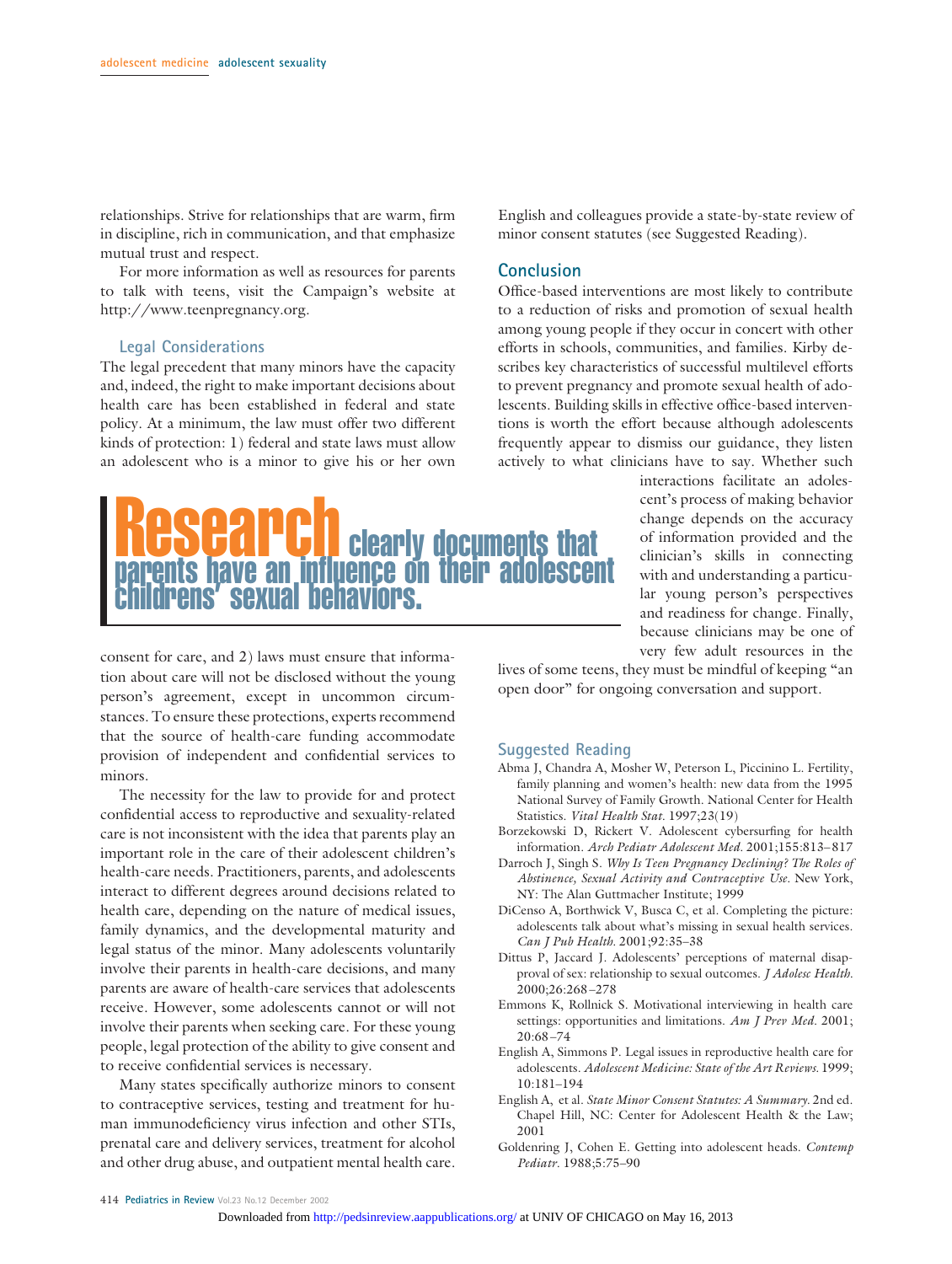relationships. Strive for relationships that are warm, firm in discipline, rich in communication, and that emphasize mutual trust and respect.

For more information as well as resources for parents to talk with teens, visit the Campaign's website at http://www.teenpregnancy.org.

### Legal Considerations

The legal precedent that many minors have the capacity and, indeed, the right to make important decisions about health care has been established in federal and state policy. At a minimum, the law must offer two different kinds of protection: 1) federal and state laws must allow an adolescent who is a minor to give his or her own consent for care, and 2) laws must ensure that information about care will not be disclosed without the young person's agreement, except in uncommon circumstances. To ensure these protections, experts recommend that the source of health-care funding accommodate provision of independent and confidential services to minors.

> **Research** clearly documents that parents have an influence on their adolescent childrens' sexual behaviors.

The necessity for the law to provide for and protect confidential access to reproductive and sexuality-related care is not inconsistent with the idea that parents play an important role in the care of their adolescent children's health-care needs. Practitioners, parents, and adolescents interact to different degrees around decisions related to health care, depending on the nature of medical issues, family dynamics, and the developmental maturity and legal status of the minor. Many adolescents voluntarily involve their parents in health-care decisions, and many parents are aware of health-care services that adolescents receive. However, some adolescents cannot or will not involve their parents when seeking care. For these young people, legal protection of the ability to give consent and to receive confidential services is necessary.

Many states specifically authorize minors to consent to contraceptive services, testing and treatment for human immunodeficiency virus infection and other STIs, prenatal care and delivery services, treatment for alcohol and other drug abuse, and outpatient mental health care. English and colleagues provide a state-by-state review of minor consent statutes (see Suggested Reading).

## Conclusion

Office-based interventions are most likely to contribute to a reduction of risks and promotion of sexual health among young people if they occur in concert with other efforts in schools, communities, and families. Kirby describes key characteristics of successful multilevel efforts to prevent pregnancy and promote sexual health of adolescents. Building skills in effective office-based interventions is worth the effort because although adolescents frequently appear to dismiss our guidance, they listen actively to what clinicians have to say. Whether such interactions facilitate an adolescent's process of making behavior change depends on the accuracy of information provided and the clinician's skills in connecting with and understanding a particular young person's perspectives and readiness for change. Finally, because clinicians may be one of very few adult resources in the lives of some teens, they must be mindful of keeping "an open door" for ongoing conversation and support.

## Suggested Reading

Abma J, Chandra A, Mosher W, Peterson L, Piccinino L. Fertility, family planning and women's health: new data from the 1995 National Survey of Family Growth. National Center for Health Statistics. *Vital Health Stat.* 1997;23(19)

Borzekowski D, Rickert V. Adolescent cybersurfing for health information. *Arch Pediatr Adolescent Med.* 2001;155:813–817

Darroch J, Singh S. *Why Is Teen Pregnancy Declining? The Roles of Abstinence, Sexual Activity and Contraceptive Use.* New York, NY: The Alan Guttmacher Institute; 1999

DiCenso A, Borthwick V, Busca C, et al. Completing the picture: adolescents talk about what's missing in sexual health services. *Can J Pub Health.* 2001;92:35–38

Dittus P, Jaccard J. Adolescents' perceptions of maternal disapproval of sex: relationship to sexual outcomes. *J Adolesc Health.* 2000;26:268–278

Emmons K, Rollnick S. Motivational interviewing in health care settings: opportunities and limitations. *Am J Prev Med.* 2001;20:68–74

English A, Simmons P. Legal issues in reproductive health care for adolescents. *Adolescent Medicine: State of the Art Reviews.* 1999;10:181–194

English A, et al. *State Minor Consent Statutes: A Summary.* 2nd ed. Chapel Hill, NC: Center for Adolescent Health & the Law; 2001

Goldenring J, Cohen E. Getting into adolescent heads. *Contemp Pediatr.* 1988;5:75–90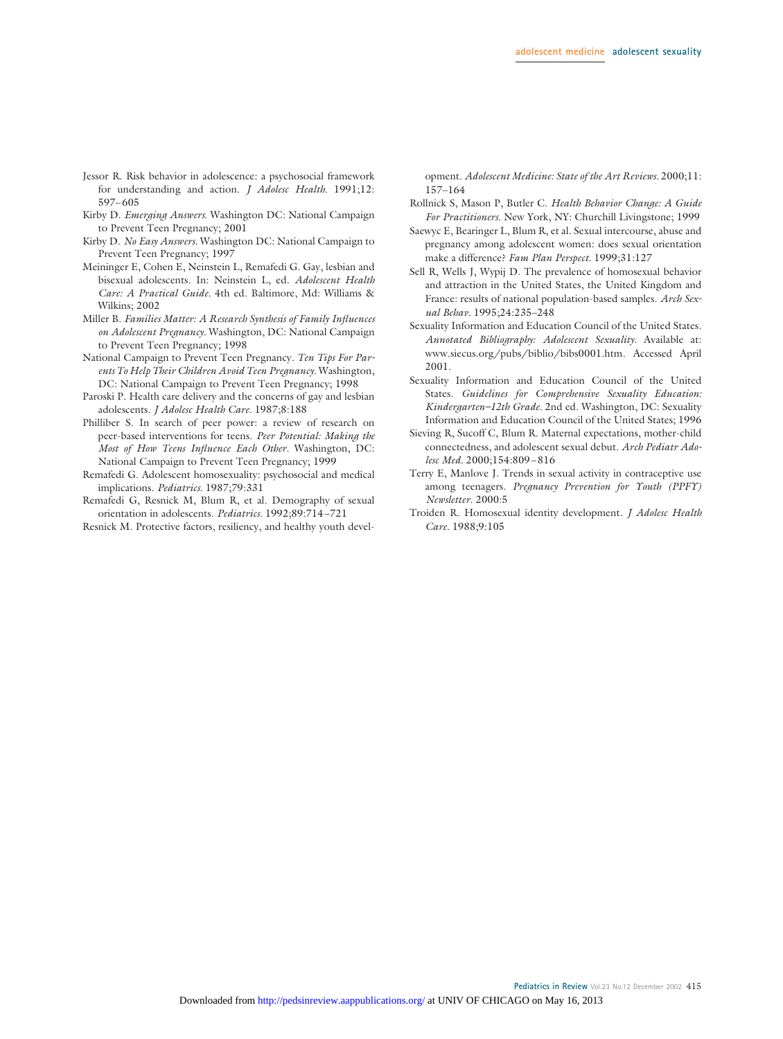Jessor R. Risk behavior in adolescence: a psychosocial framework for understanding and action. *J Adolesc Health.* 1991;12: 597–605

Kirby D. *Emerging Answers.* Washington DC: National Campaign to Prevent Teen Pregnancy; 2001

Kirby D. *No Easy Answers.* Washington DC: National Campaign to Prevent Teen Pregnancy; 1997

Meininger E, Cohen E, Neinstein L, Remafedi G. Gay, lesbian and bisexual adolescents. In: Neinstein L, ed. *Adolescent Health Care: A Practical Guide.* 4th ed. Baltimore, Md: Williams & Wilkins; 2002

Miller B. *Families Matter: A Research Synthesis of Family Influences on Adolescent Pregnancy.* Washington, DC: National Campaign to Prevent Teen Pregnancy; 1998

National Campaign to Prevent Teen Pregnancy. *Ten Tips For Parents To Help Their Children Avoid Teen Pregnancy.* Washington, DC: National Campaign to Prevent Teen Pregnancy; 1998

Paroski P. Health care delivery and the concerns of gay and lesbian adolescents. *J Adolesc Health Care.* 1987;8:188

Philliber S. In search of peer power: a review of research on peer-based interventions for teens. *Peer Potential: Making the Most of How Teens Influence Each Other.* Washington, DC: National Campaign to Prevent Teen Pregnancy; 1999

Remafedi G. Adolescent homosexuality: psychosocial and medical implications. *Pediatrics.* 1987;79:331

Remafedi G, Resnick M, Blum R, et al. Demography of sexual orientation in adolescents. *Pediatrics.* 1992;89:714–721

Resnick M. Protective factors, resiliency, and healthy youth development. *Adolescent Medicine: State of the Art Reviews.* 2000;11: 157–164

Rollnick S, Mason P, Butler C. *Health Behavior Change: A Guide For Practitioners.* New York, NY: Churchill Livingstone; 1999

Saewyc E, Bearinger L, Blum R, et al. Sexual intercourse, abuse and pregnancy among adolescent women: does sexual orientation make a difference? *Fam Plan Perspect.* 1999;31:127

Sell R, Wells J, Wypij D. The prevalence of homosexual behavior and attraction in the United States, the United Kingdom and France: results of national population-based samples. *Arch Sexual Behav.* 1995;24:235–248

Sexuality Information and Education Council of the United States. *Annotated Bibliography: Adolescent Sexuality.* Available at: www.siecus.org/pubs/biblio/bibs0001.htm. Accessed April 2001.

Sexuality Information and Education Council of the United States. *Guidelines for Comprehensive Sexuality Education: Kindergarten–12th Grade.* 2nd ed. Washington, DC: Sexuality Information and Education Council of the United States; 1996

Sieving R, Sucoff C, Blum R. Maternal expectations, mother-child connectedness, and adolescent sexual debut. *Arch Pediatr Adolesc Med.* 2000;154:809–816

Terry E, Manlove J. Trends in sexual activity in contraceptive use among teenagers. *Pregnancy Prevention for Youth (PPFY) Newsletter.* 2000:5

Troiden R. Homosexual identity development. *J Adolesc Health Care.* 1988;9:105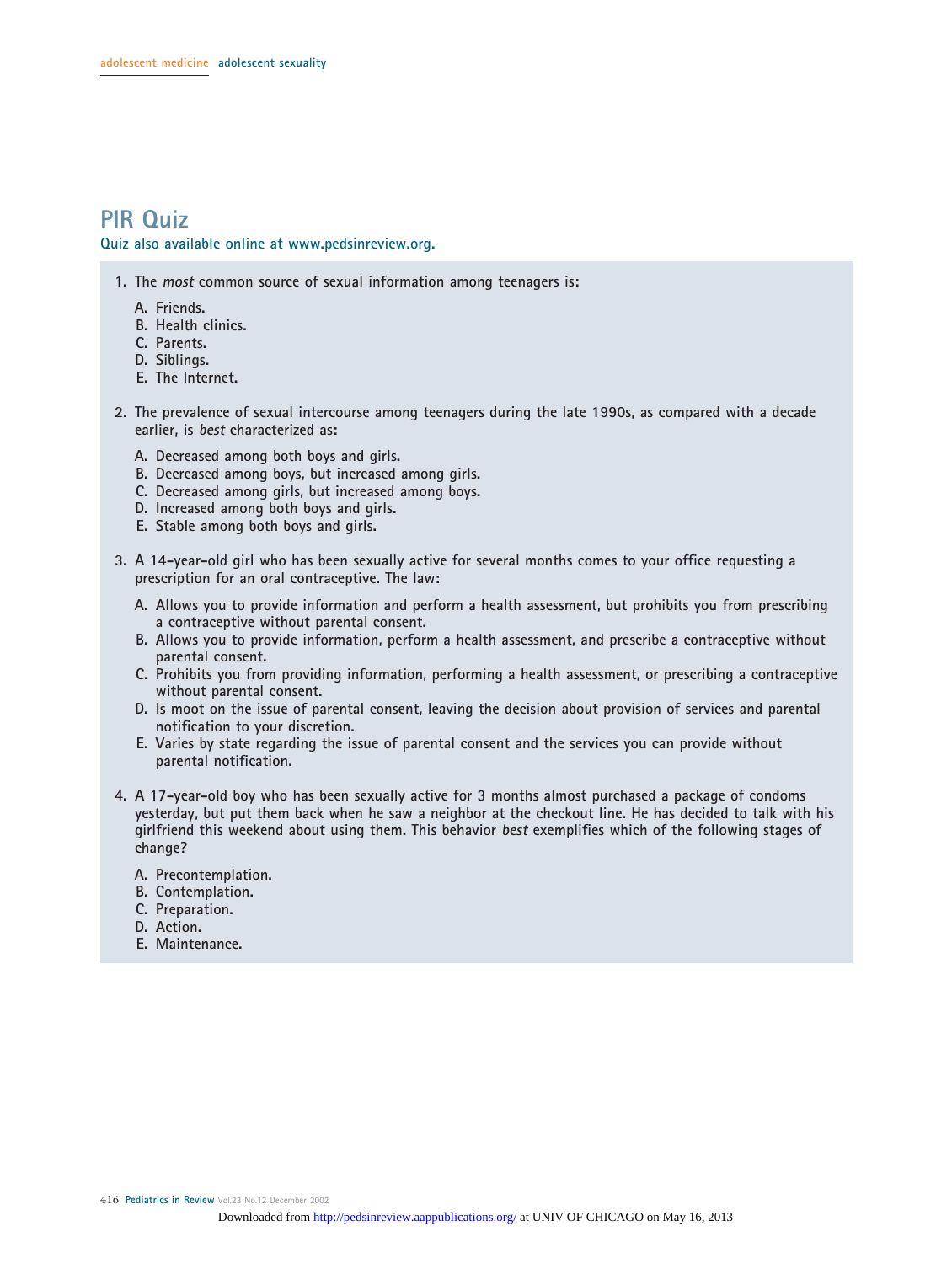# PIR Quiz

Quiz also available online at www.pedsinreview.org.

1. The *most* common source of sexual information among teenagers is:

   A. Friends.
   B. Health clinics.
   C. Parents.
   D. Siblings.
   E. The Internet.

2. The prevalence of sexual intercourse among teenagers during the late 1990s, as compared with a decade earlier, is *best* characterized as:

   A. Decreased among both boys and girls.
   B. Decreased among boys, but increased among girls.
   C. Decreased among girls, but increased among boys.
   D. Increased among both boys and girls.
   E. Stable among both boys and girls.

3. A 14-year-old girl who has been sexually active for several months comes to your office requesting a prescription for an oral contraceptive. The law:

   A. Allows you to provide information and perform a health assessment, but prohibits you from prescribing a contraceptive without parental consent.
   B. Allows you to provide information, perform a health assessment, and prescribe a contraceptive without parental consent.
   C. Prohibits you from providing information, performing a health assessment, or prescribing a contraceptive without parental consent.
   D. Is moot on the issue of parental consent, leaving the decision about provision of services and parental notification to your discretion.
   E. Varies by state regarding the issue of parental consent and the services you can provide without parental notification.

4. A 17-year-old boy who has been sexually active for 3 months almost purchased a package of condoms yesterday, but put them back when he saw a neighbor at the checkout line. He has decided to talk with his girlfriend this weekend about using them. This behavior *best* exemplifies which of the following stages of change?

   A. Precontemplation.
   B. Contemplation.
   C. Preparation.
   D. Action.
   E. Maintenance.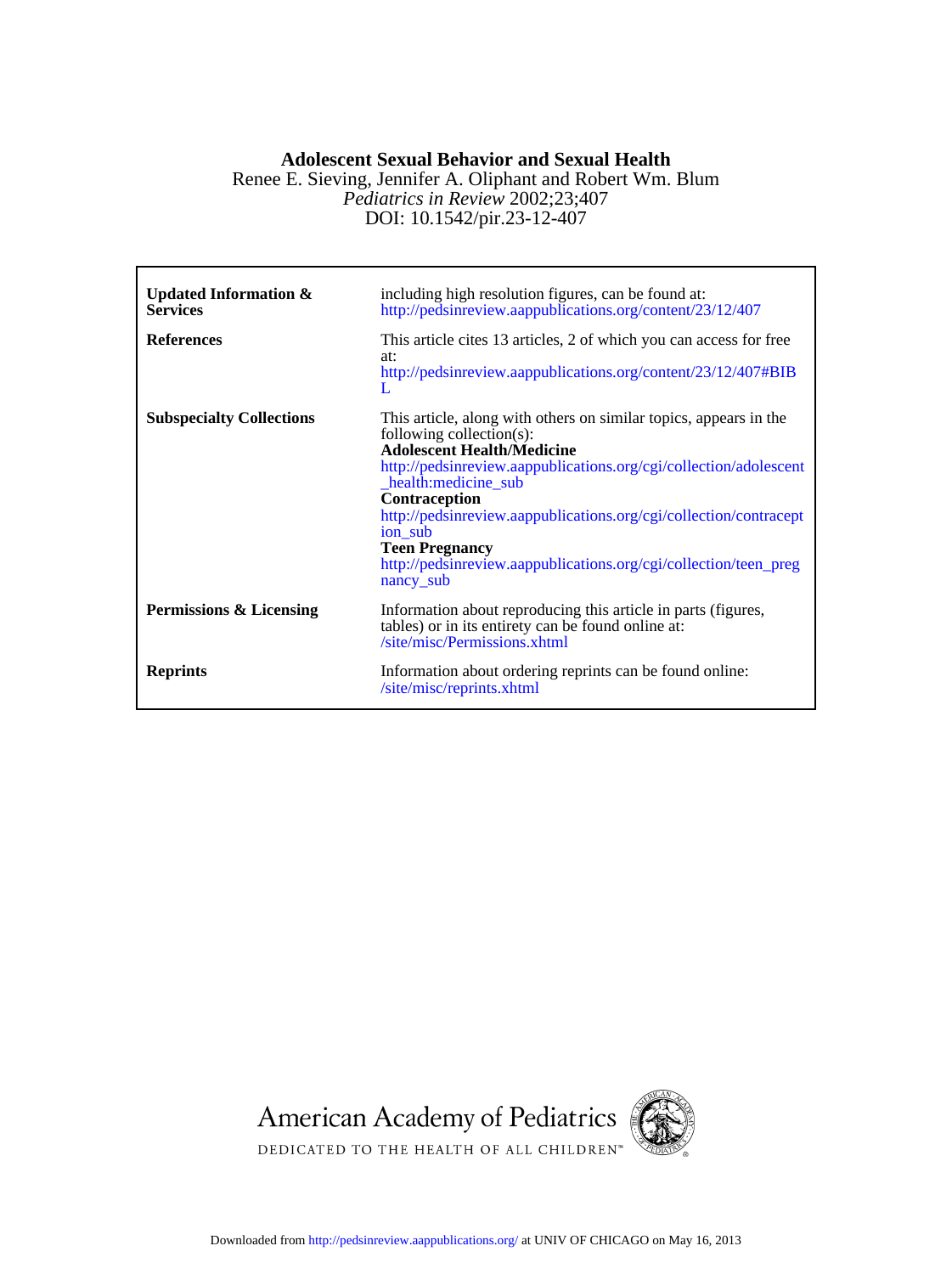**Adolescent Sexual Behavior and Sexual Health**

Renee E. Sieving, Jennifer A. Oliphant and Robert Wm. Blum

*Pediatrics in Review* 2002;23;407

DOI: 10.1542/pir.23-12-407

| | |
|---|---|
| **Updated Information & Services** | including high resolution figures, can be found at: http://pedsinreview.aappublications.org/content/23/12/407 |
| **References** | This article cites 13 articles, 2 of which you can access for free at: http://pedsinreview.aappublications.org/content/23/12/407#BIBL |
| **Subspecialty Collections** | This article, along with others on similar topics, appears in the following collection(s): **Adolescent Health/Medicine** http://pedsinreview.aappublications.org/cgi/collection/adolescent_health:medicine_sub **Contraception** http://pedsinreview.aappublications.org/cgi/collection/contraception_sub **Teen Pregnancy** http://pedsinreview.aappublications.org/cgi/collection/teen_pregnancy_sub |
| **Permissions & Licensing** | Information about reproducing this article in parts (figures, tables) or in its entirety can be found online at: /site/misc/Permissions.xhtml |
| **Reprints** | Information about ordering reprints can be found online: /site/misc/reprints.xhtml |

American Academy of Pediatrics

DEDICATED TO THE HEALTH OF ALL CHILDREN™

Downloaded from http://pedsinreview.aappublications.org/ at UNIV OF CHICAGO on May 16, 2013